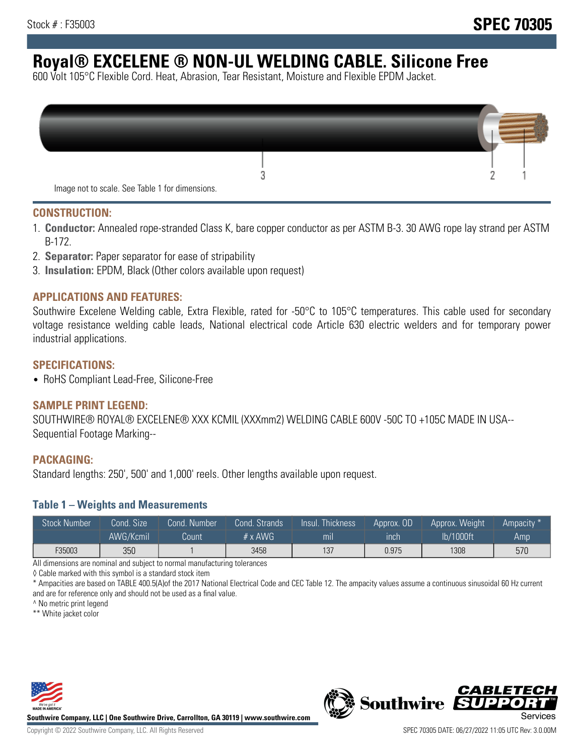Stock # : F35003

# SPEC 70305

# Royal® EXCELENE ® NON-UL WELDING CABLE. Silicone Free

600 Volt 105°C Flexible Cord. Heat, Abrasion, Tear Resistant, Moisture and Flexible EPDM Jacket.

Image not to scale. See Table 1 for dimensions.

## CONSTRUCTION:

1. **Conductor:** Annealed rope-stranded Class K, bare copper conductor as per ASTM B-3. 30 AWG rope lay strand per ASTM B-172.
2. **Separator:** Paper separator for ease of stripability
3. **Insulation:** EPDM, Black (Other colors available upon request)

## APPLICATIONS AND FEATURES:

Southwire Excelene Welding cable, Extra Flexible, rated for -50°C to 105°C temperatures. This cable used for secondary voltage resistance welding cable leads, National electrical code Article 630 electric welders and for temporary power industrial applications.

## SPECIFICATIONS:

- RoHS Compliant Lead-Free, Silicone-Free

## SAMPLE PRINT LEGEND:

SOUTHWIRE® ROYAL® EXCELENE® XXX KCMIL (XXXmm2) WELDING CABLE 600V -50C TO +105C MADE IN USA-- Sequential Footage Marking--

## PACKAGING:

Standard lengths: 250', 500' and 1,000' reels. Other lengths available upon request.

### Table 1 – Weights and Measurements

| Stock Number | Cond. Size AWG/Kcmil | Cond. Number Count | Cond. Strands # x AWG | Insul. Thickness mil | Approx. OD inch | Approx. Weight lb/1000ft | Ampacity * Amp |
|---|---|---|---|---|---|---|---|
| F35003 | 350 | 1 | 3458 | 137 | 0.975 | 1308 | 570 |

All dimensions are nominal and subject to normal manufacturing tolerances

◊ Cable marked with this symbol is a standard stock item

* Ampacities are based on TABLE 400.5(A)of the 2017 National Electrical Code and CEC Table 12. The ampacity values assume a continuous sinusoidal 60 Hz current and are for reference only and should not be used as a final value.

^ No metric print legend

** White jacket color

Southwire Company, LLC | One Southwire Drive, Carrollton, GA 30119 | www.southwire.com

Copyright © 2022 Southwire Company, LLC. All Rights Reserved

SPEC 70305 DATE: 06/27/2022 11:05 UTC Rev: 3.0.00M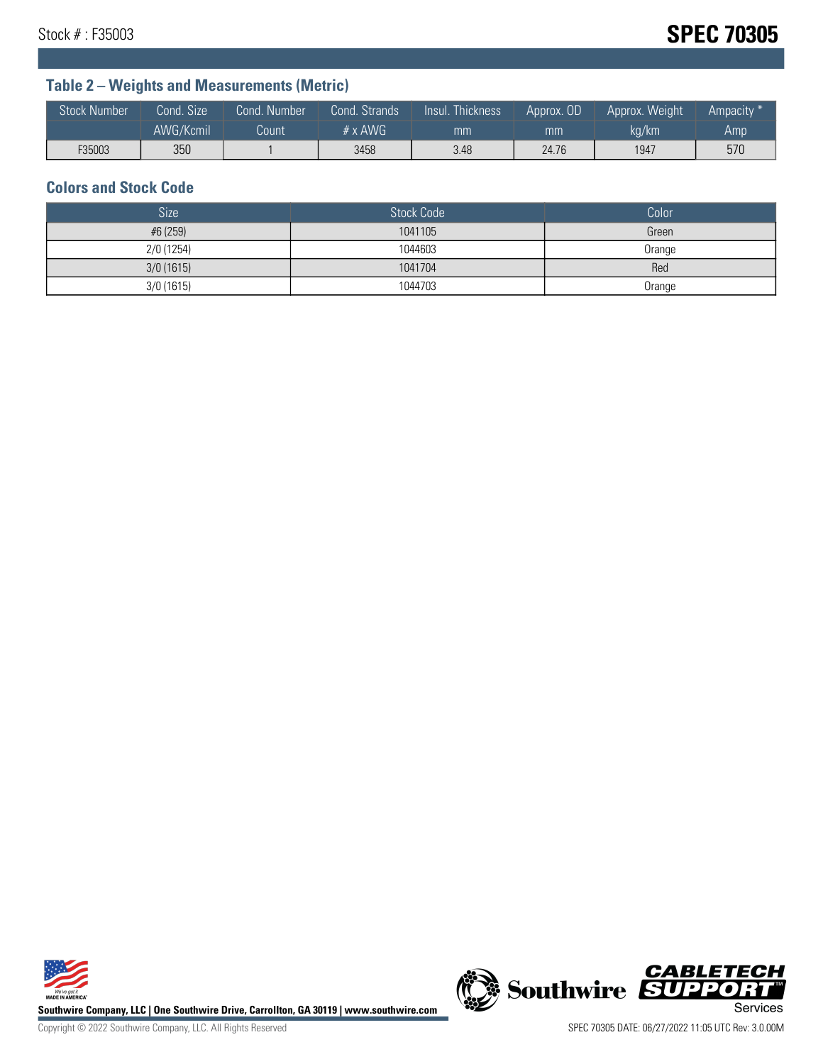## Table 2 – Weights and Measurements (Metric)

| Stock Number | Cond. Size | Cond. Number | Cond. Strands | Insul. Thickness | Approx. OD | Approx. Weight | Ampacity * |
|---|---|---|---|---|---|---|---|
| | AWG/Kcmil | Count | # x AWG | mm | mm | kg/km | Amp |
| F35003 | 350 | 1 | 3458 | 3.48 | 24.76 | 1947 | 570 |

## Colors and Stock Code

| Size | Stock Code | Color |
|---|---|---|
| #6 (259) | 1041105 | Green |
| 2/0 (1254) | 1044603 | Orange |
| 3/0 (1615) | 1041704 | Red |
| 3/0 (1615) | 1044703 | Orange |

Southwire Company, LLC | One Southwire Drive, Carrollton, GA 30119 | www.southwire.com

Copyright © 2022 Southwire Company, LLC. All Rights Reserved

SPEC 70305 DATE: 06/27/2022 11:05 UTC Rev: 3.0.00M